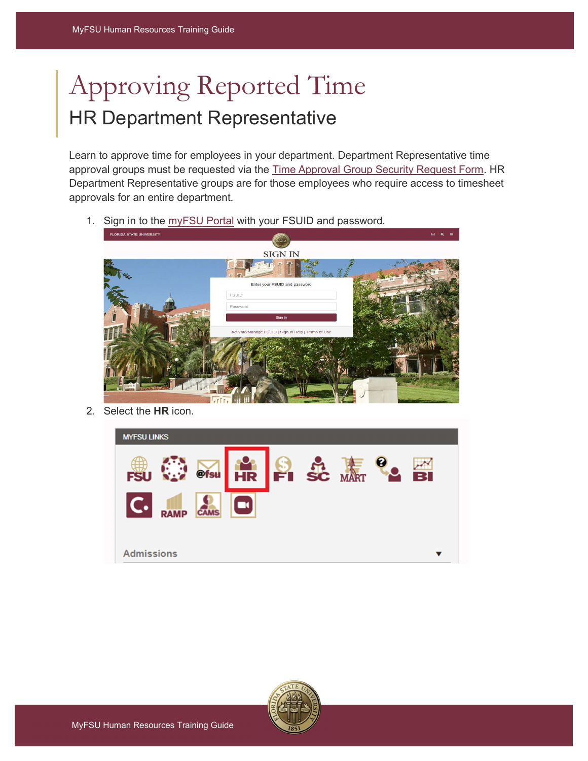# Approving Reported Time

## HR Department Representative

Learn to approve time for employees in your department. Department Representative time approval groups must be requested via the Time Approval Group Security Request Form. HR Department Representative groups are for those employees who require access to timesheet approvals for an entire department.

1. Sign in to the myFSU Portal with your FSUID and password.
2. Select the **HR** icon.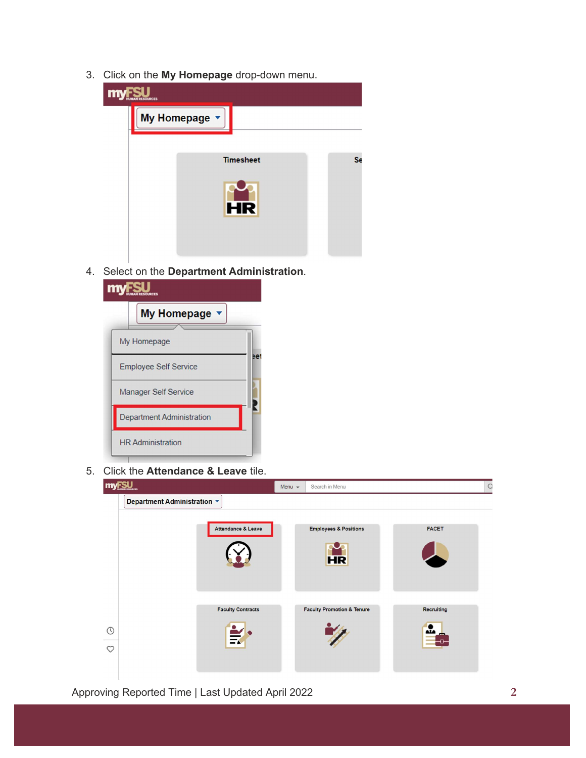3. Click on the **My Homepage** drop-down menu.

4. Select on the **Department Administration**.

5. Click the **Attendance & Leave** tile.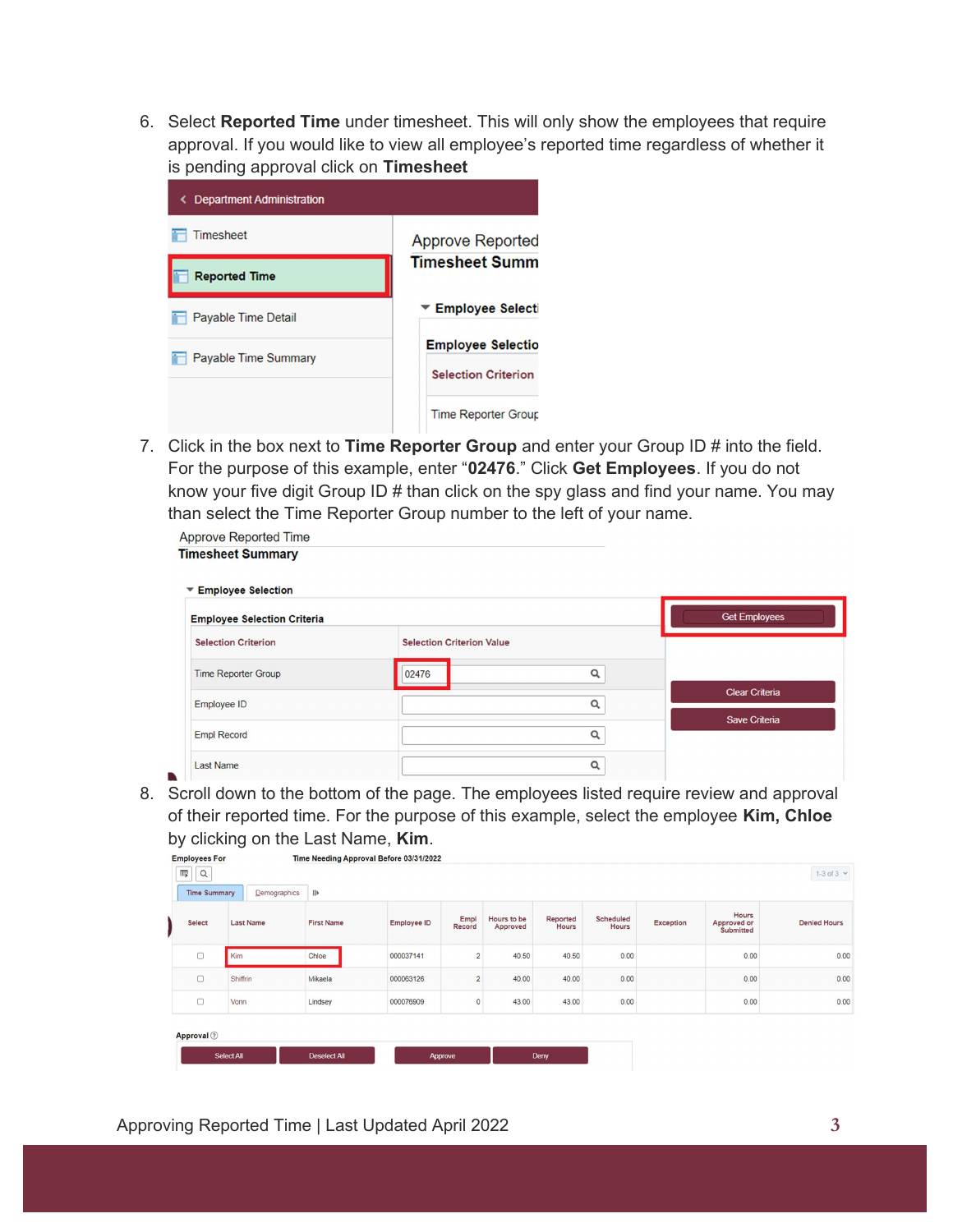6. Select **Reported Time** under timesheet. This will only show the employees that require approval. If you would like to view all employee's reported time regardless of whether it is pending approval click on **Timesheet**

7. Click in the box next to **Time Reporter Group** and enter your Group ID # into the field. For the purpose of this example, enter "**02476**." Click **Get Employees**. If you do not know your five digit Group ID # than click on the spy glass and find your name. You may than select the Time Reporter Group number to the left of your name.

8. Scroll down to the bottom of the page. The employees listed require review and approval of their reported time. For the purpose of this example, select the employee **Kim, Chloe** by clicking on the Last Name, **Kim**.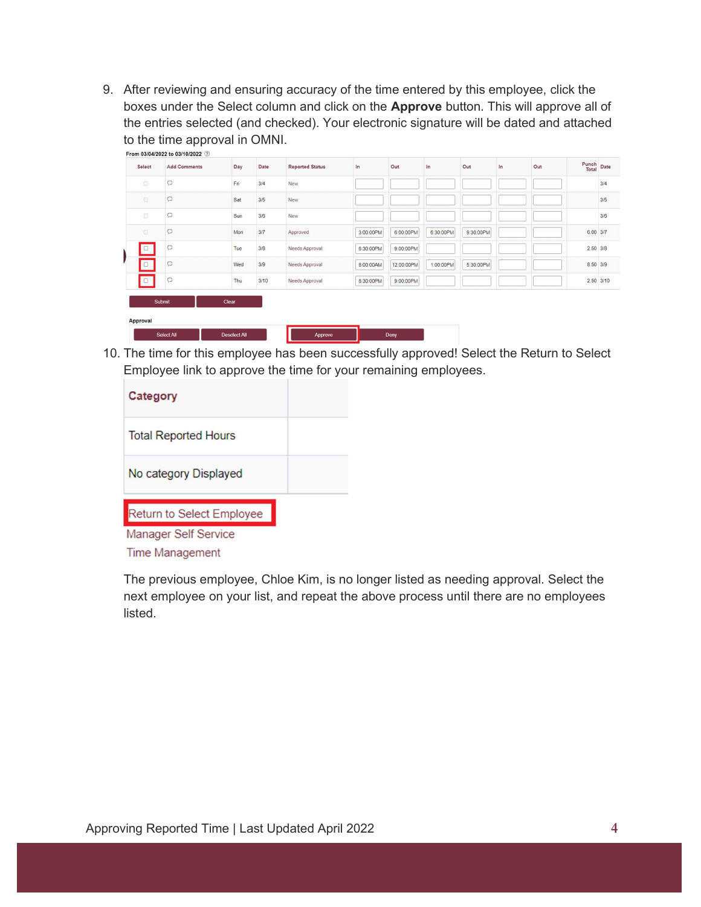9. After reviewing and ensuring accuracy of the time entered by this employee, click the boxes under the Select column and click on the **Approve** button. This will approve all of the entries selected (and checked). Your electronic signature will be dated and attached to the time approval in OMNI.

From 03/04/2022 to 03/10/2022

| Select | Add Comments | Day | Date | Reported Status | In | Out | In | Out | In | Out | Punch Total | Date |
|---|---|---|---|---|---|---|---|---|---|---|---|---|
| | | Fri | 3/4 | New | | | | | | | | 3/4 |
| | | Sat | 3/5 | New | | | | | | | | 3/5 |
| | | Sun | 3/6 | New | | | | | | | | 3/6 |
| | | Mon | 3/7 | Approved | 3:00:00PM | 6:00:00PM | 6:30:00PM | 9:30:00PM | | | 6.00 | 3/7 |
| | | Tue | 3/8 | Needs Approval | 6:30:00PM | 9:00:00PM | | | | | 2.50 | 3/8 |
| | | Wed | 3/9 | Needs Approval | 8:00:00AM | 12:00:00PM | 1:00:00PM | 5:30:00PM | | | 8.50 | 3/9 |
| | | Thu | 3/10 | Needs Approval | 6:30:00PM | 9:00:00PM | | | | | 2.50 | 3/10 |

Submit | Clear

Approval

Select All | Deselect All | Approve | Deny

10. The time for this employee has been successfully approved! Select the Return to Select Employee link to approve the time for your remaining employees.

| Category | |
|---|---|
| Total Reported Hours | |
| No category Displayed | |

Return to Select Employee

Manager Self Service

Time Management

The previous employee, Chloe Kim, is no longer listed as needing approval. Select the next employee on your list, and repeat the above process until there are no employees listed.